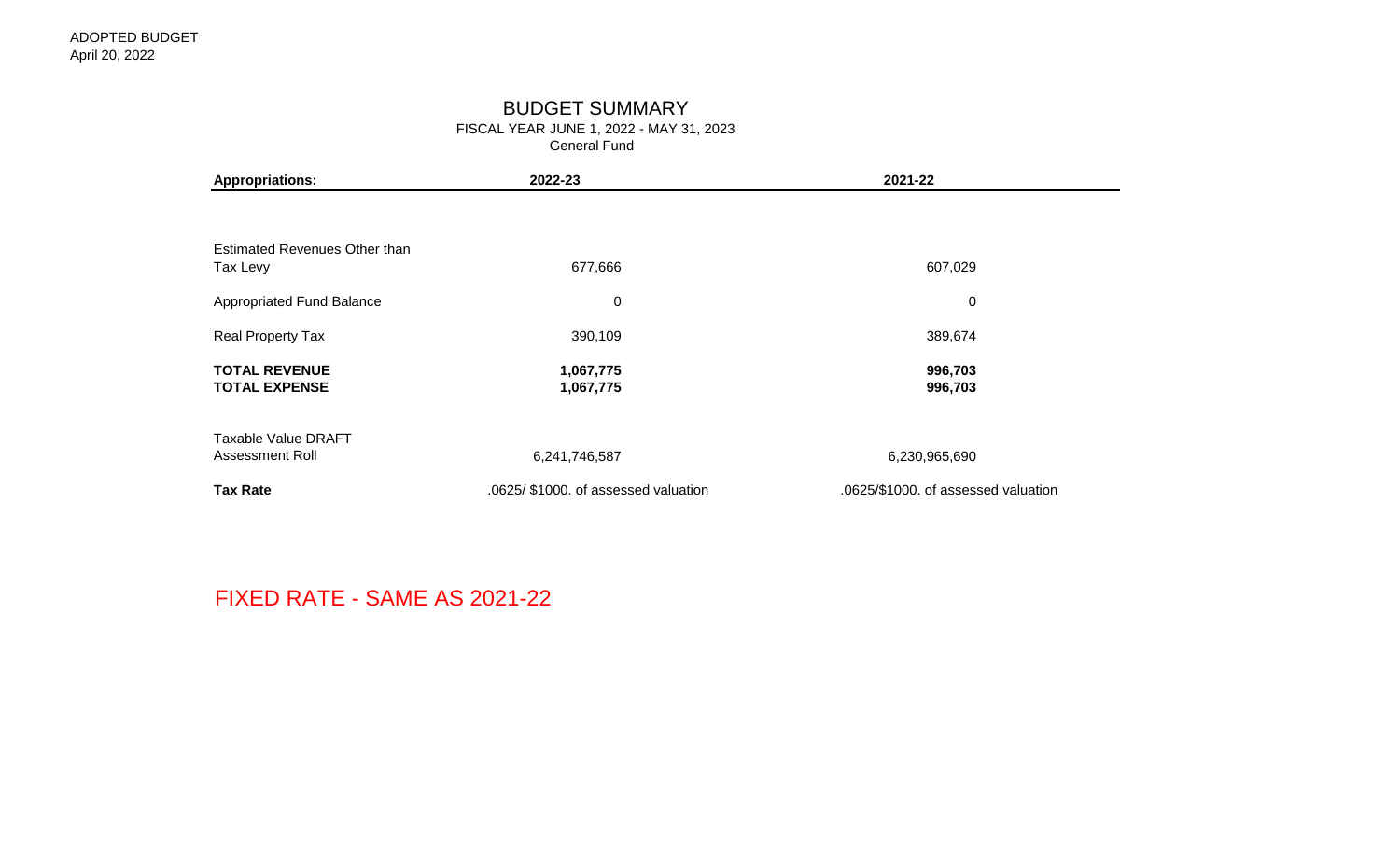ADOPTED BUDGET
April 20, 2022

# BUDGET SUMMARY

FISCAL YEAR JUNE 1, 2022 - MAY 31, 2023
General Fund

| **Appropriations:** | **2022-23** | **2021-22** |
| --- | --- | --- |
| Estimated Revenues Other than Tax Levy | 677,666 | 607,029 |
| Appropriated Fund Balance | 0 | 0 |
| Real Property Tax | 390,109 | 389,674 |
| **TOTAL REVENUE** | **1,067,775** | **996,703** |
| **TOTAL EXPENSE** | **1,067,775** | **996,703** |
| Taxable Value DRAFT Assessment Roll | 6,241,746,587 | 6,230,965,690 |
| **Tax Rate** | .0625/ $1000. of assessed valuation | .0625/$1000. of assessed valuation |

FIXED RATE - SAME AS 2021-22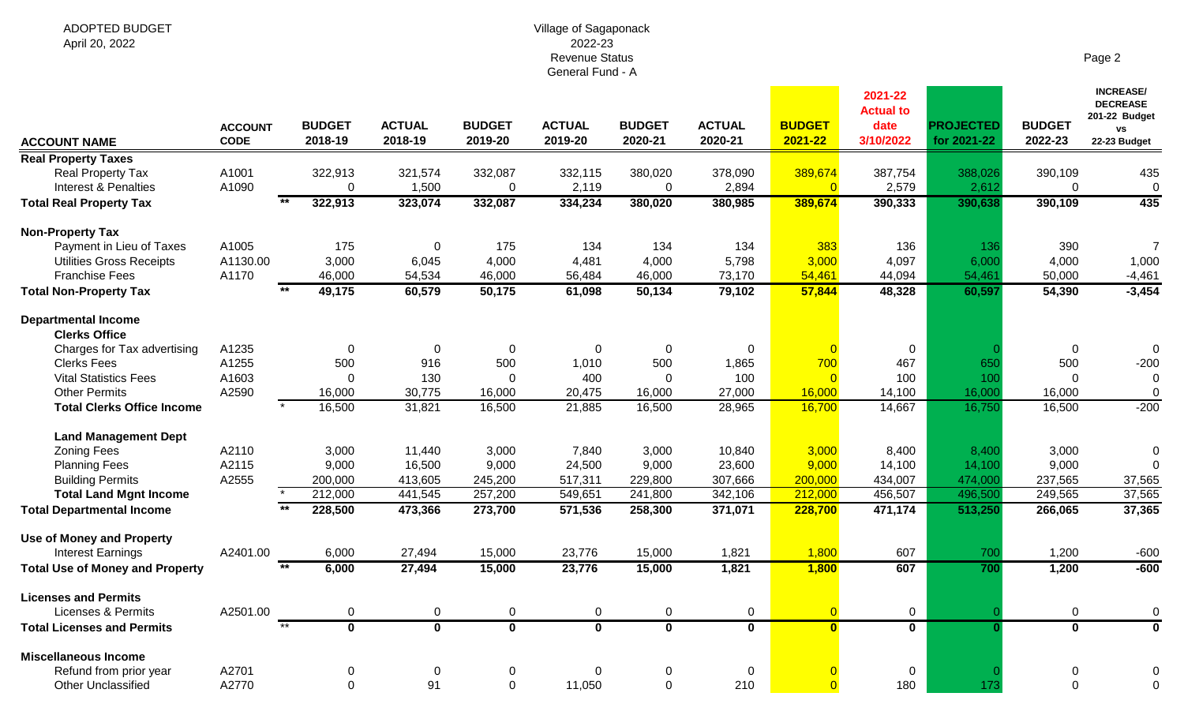ADOPTED BUDGET
April 20, 2022

Village of Sagaponack
2022-23
Revenue Status
General Fund - A

| ACCOUNT NAME | ACCOUNT CODE | | BUDGET 2018-19 | ACTUAL 2018-19 | BUDGET 2019-20 | ACTUAL 2019-20 | BUDGET 2020-21 | ACTUAL 2020-21 | BUDGET 2021-22 | 2021-22 Actual to date 3/10/2022 | PROJECTED for 2021-22 | BUDGET 2022-23 | INCREASE/ DECREASE 201-22 Budget vs 22-23 Budget |
|---|---|---|---|---|---|---|---|---|---|---|---|---|---|
| **Real Property Taxes** | | | | | | | | | | | | | |
| Real Property Tax | A1001 | | 322,913 | 321,574 | 332,087 | 332,115 | 380,020 | 378,090 | 389,674 | 387,754 | 388,026 | 390,109 | 435 |
| Interest & Penalties | A1090 | | 0 | 1,500 | 0 | 2,119 | 0 | 2,894 | 0 | 2,579 | 2,612 | 0 | 0 |
| **Total Real Property Tax** | | ** | **322,913** | **323,074** | **332,087** | **334,234** | **380,020** | **380,985** | **389,674** | **390,333** | **390,638** | **390,109** | **435** |
| **Non-Property Tax** | | | | | | | | | | | | | |
| Payment in Lieu of Taxes | A1005 | | 175 | 0 | 175 | 134 | 134 | 134 | 383 | 136 | 136 | 390 | 7 |
| Utilities Gross Receipts | A1130.00 | | 3,000 | 6,045 | 4,000 | 4,481 | 4,000 | 5,798 | 3,000 | 4,097 | 6,000 | 4,000 | 1,000 |
| Franchise Fees | A1170 | | 46,000 | 54,534 | 46,000 | 56,484 | 46,000 | 73,170 | 54,461 | 44,094 | 54,461 | 50,000 | -4,461 |
| **Total Non-Property Tax** | | ** | **49,175** | **60,579** | **50,175** | **61,098** | **50,134** | **79,102** | **57,844** | **48,328** | **60,597** | **54,390** | **-3,454** |
| **Departmental Income** | | | | | | | | | | | | | |
| **Clerks Office** | | | | | | | | | | | | | |
| Charges for Tax advertising | A1235 | | 0 | 0 | 0 | 0 | 0 | 0 | 0 | 0 | 0 | 0 | 0 |
| Clerks Fees | A1255 | | 500 | 916 | 500 | 1,010 | 500 | 1,865 | 700 | 467 | 650 | 500 | -200 |
| Vital Statistics Fees | A1603 | | 0 | 130 | 0 | 400 | 0 | 100 | 0 | 100 | 100 | 0 | 0 |
| Other Permits | A2590 | | 16,000 | 30,775 | 16,000 | 20,475 | 16,000 | 27,000 | 16,000 | 14,100 | 16,000 | 16,000 | 0 |
| **Total Clerks Office Income** | | * | 16,500 | 31,821 | 16,500 | 21,885 | 16,500 | 28,965 | 16,700 | 14,667 | 16,750 | 16,500 | -200 |
| **Land Management Dept** | | | | | | | | | | | | | |
| Zoning Fees | A2110 | | 3,000 | 11,440 | 3,000 | 7,840 | 3,000 | 10,840 | 3,000 | 8,400 | 8,400 | 3,000 | 0 |
| Planning Fees | A2115 | | 9,000 | 16,500 | 9,000 | 24,500 | 9,000 | 23,600 | 9,000 | 14,100 | 14,100 | 9,000 | 0 |
| Building Permits | A2555 | | 200,000 | 413,605 | 245,200 | 517,311 | 229,800 | 307,666 | 200,000 | 434,007 | 474,000 | 237,565 | 37,565 |
| **Total Land Mgnt Income** | | * | 212,000 | 441,545 | 257,200 | 549,651 | 241,800 | 342,106 | 212,000 | 456,507 | 496,500 | 249,565 | 37,565 |
| **Total Departmental Income** | | ** | **228,500** | **473,366** | **273,700** | **571,536** | **258,300** | **371,071** | **228,700** | **471,174** | **513,250** | **266,065** | **37,365** |
| **Use of Money and Property** | | | | | | | | | | | | | |
| Interest Earnings | A2401.00 | | 6,000 | 27,494 | 15,000 | 23,776 | 15,000 | 1,821 | 1,800 | 607 | 700 | 1,200 | -600 |
| **Total Use of Money and Property** | | ** | **6,000** | **27,494** | **15,000** | **23,776** | **15,000** | **1,821** | **1,800** | **607** | **700** | **1,200** | **-600** |
| **Licenses and Permits** | | | | | | | | | | | | | |
| Licenses & Permits | A2501.00 | | 0 | 0 | 0 | 0 | 0 | 0 | 0 | 0 | 0 | 0 | 0 |
| **Total Licenses and Permits** | | ** | **0** | **0** | **0** | **0** | **0** | **0** | **0** | **0** | **0** | **0** | **0** |
| **Miscellaneous Income** | | | | | | | | | | | | | |
| Refund from prior year | A2701 | | 0 | 0 | 0 | 0 | 0 | 0 | 0 | 0 | 0 | 0 | 0 |
| Other Unclassified | A2770 | | 0 | 91 | 0 | 11,050 | 0 | 210 | 0 | 180 | 173 | 0 | 0 |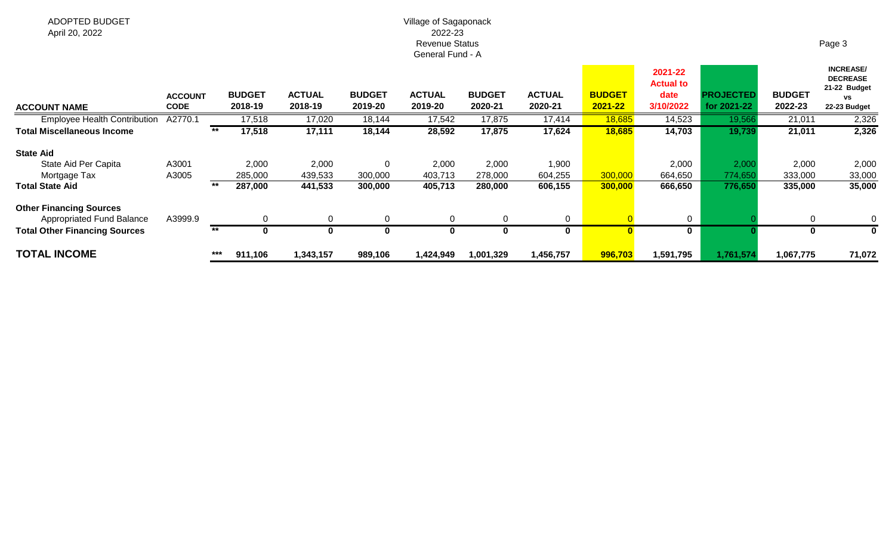ADOPTED BUDGET
April 20, 2022

Village of Sagaponack
2022-23
Revenue Status
General Fund - A

| ACCOUNT NAME | ACCOUNT CODE | | BUDGET 2018-19 | ACTUAL 2018-19 | BUDGET 2019-20 | ACTUAL 2019-20 | BUDGET 2020-21 | ACTUAL 2020-21 | BUDGET 2021-22 | 2021-22 Actual to date 3/10/2022 | PROJECTED for 2021-22 | BUDGET 2022-23 | INCREASE/ DECREASE 21-22 Budget vs 22-23 Budget |
|---|---|---|---|---|---|---|---|---|---|---|---|---|---|
| Employee Health Contribution | A2770.1 | | 17,518 | 17,020 | 18,144 | 17,542 | 17,875 | 17,414 | 18,685 | 14,523 | 19,566 | 21,011 | 2,326 |
| **Total Miscellaneous Income** | | ** | **17,518** | **17,111** | **18,144** | **28,592** | **17,875** | **17,624** | **18,685** | **14,703** | **19,739** | **21,011** | **2,326** |
| **State Aid** | | | | | | | | | | | | | |
| State Aid Per Capita | A3001 | | 2,000 | 2,000 | 0 | 2,000 | 2,000 | 1,900 | | 2,000 | 2,000 | 2,000 | 2,000 |
| Mortgage Tax | A3005 | | 285,000 | 439,533 | 300,000 | 403,713 | 278,000 | 604,255 | 300,000 | 664,650 | 774,650 | 333,000 | 33,000 |
| **Total State Aid** | | ** | **287,000** | **441,533** | **300,000** | **405,713** | **280,000** | **606,155** | **300,000** | **666,650** | **776,650** | **335,000** | **35,000** |
| **Other Financing Sources** | | | | | | | | | | | | | |
| Appropriated Fund Balance | A3999.9 | | 0 | 0 | 0 | 0 | 0 | 0 | 0 | 0 | 0 | 0 | 0 |
| **Total Other Financing Sources** | | ** | **0** | **0** | **0** | **0** | **0** | **0** | **0** | **0** | **0** | **0** | **0** |
| **TOTAL INCOME** | | *** | **911,106** | **1,343,157** | **989,106** | **1,424,949** | **1,001,329** | **1,456,757** | **996,703** | **1,591,795** | **1,761,574** | **1,067,775** | **71,072** |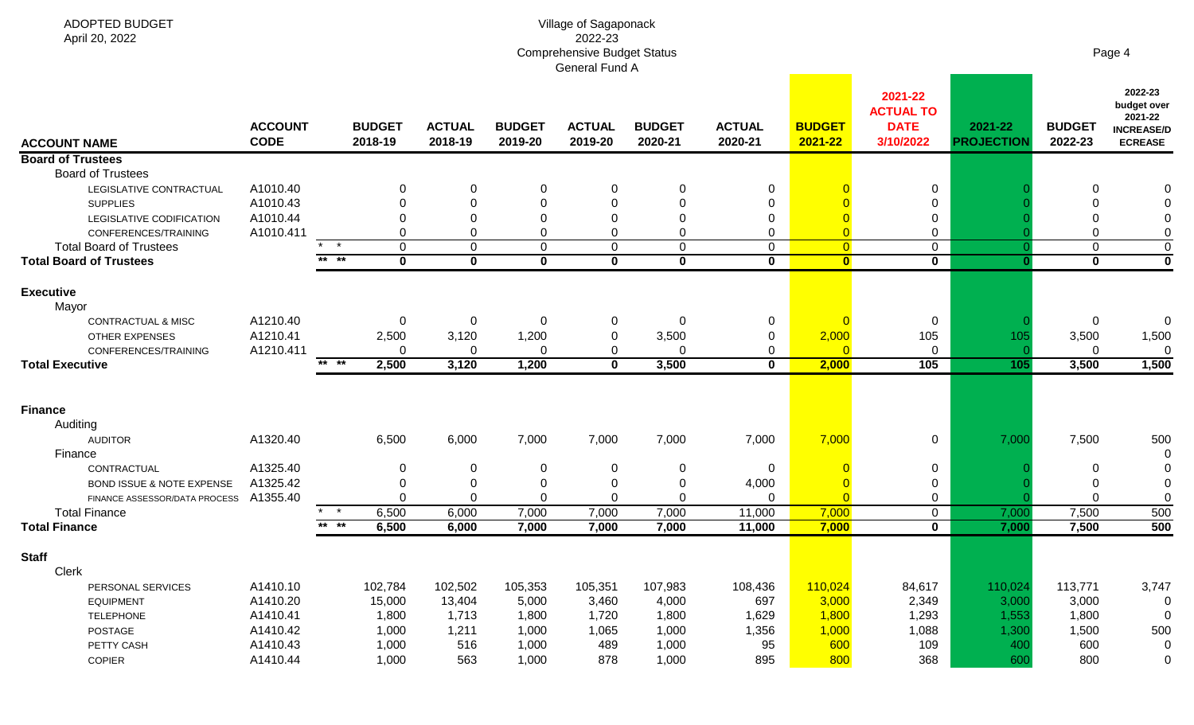ADOPTED BUDGET
April 20, 2022

Village of Sagaponack
2022-23
Comprehensive Budget Status
General Fund A

| ACCOUNT NAME | ACCOUNT CODE | | BUDGET 2018-19 | ACTUAL 2018-19 | BUDGET 2019-20 | ACTUAL 2019-20 | BUDGET 2020-21 | ACTUAL 2020-21 | BUDGET 2021-22 | 2021-22 ACTUAL TO DATE 3/10/2022 | 2021-22 PROJECTION | BUDGET 2022-23 | 2022-23 budget over 2021-22 INCREASE/DECREASE |
|---|---|---|---|---|---|---|---|---|---|---|---|---|---|
| **Board of Trustees** | | | | | | | | | | | | | |
| Board of Trustees | | | | | | | | | | | | | |
| LEGISLATIVE CONTRACTUAL | A1010.40 | | 0 | 0 | 0 | 0 | 0 | 0 | 0 | 0 | 0 | 0 | 0 |
| SUPPLIES | A1010.43 | | 0 | 0 | 0 | 0 | 0 | 0 | 0 | 0 | 0 | 0 | 0 |
| LEGISLATIVE CODIFICATION | A1010.44 | | 0 | 0 | 0 | 0 | 0 | 0 | 0 | 0 | 0 | 0 | 0 |
| CONFERENCES/TRAINING | A1010.411 | | 0 | 0 | 0 | 0 | 0 | 0 | 0 | 0 | 0 | 0 | 0 |
| Total Board of Trustees | | * * | 0 | 0 | 0 | 0 | 0 | 0 | 0 | 0 | 0 | 0 | 0 |
| **Total Board of Trustees** | | ** ** | **0** | **0** | **0** | **0** | **0** | **0** | **0** | **0** | **0** | **0** | **0** |
| **Executive** | | | | | | | | | | | | | |
| Mayor | | | | | | | | | | | | | |
| CONTRACTUAL & MISC | A1210.40 | | 0 | 0 | 0 | 0 | 0 | 0 | 0 | 0 | 0 | 0 | 0 |
| OTHER EXPENSES | A1210.41 | | 2,500 | 3,120 | 1,200 | 0 | 3,500 | 0 | 2,000 | 105 | 105 | 3,500 | 1,500 |
| CONFERENCES/TRAINING | A1210.411 | | 0 | 0 | 0 | 0 | 0 | 0 | 0 | 0 | 0 | 0 | 0 |
| **Total Executive** | | ** ** | **2,500** | **3,120** | **1,200** | **0** | **3,500** | **0** | **2,000** | **105** | **105** | **3,500** | **1,500** |
| **Finance** | | | | | | | | | | | | | |
| Auditing | | | | | | | | | | | | | |
| AUDITOR | A1320.40 | | 6,500 | 6,000 | 7,000 | 7,000 | 7,000 | 7,000 | 7,000 | 0 | 7,000 | 7,500 | 500 |
| Finance | | | | | | | | | | | | | 0 |
| CONTRACTUAL | A1325.40 | | 0 | 0 | 0 | 0 | 0 | 0 | 0 | 0 | 0 | 0 | 0 |
| BOND ISSUE & NOTE EXPENSE | A1325.42 | | 0 | 0 | 0 | 0 | 0 | 4,000 | 0 | 0 | 0 | 0 | 0 |
| FINANCE ASSESSOR/DATA PROCESS | A1355.40 | | 0 | 0 | 0 | 0 | 0 | 0 | 0 | 0 | 0 | 0 | 0 |
| Total Finance | | * * | 6,500 | 6,000 | 7,000 | 7,000 | 7,000 | 11,000 | 7,000 | 0 | 7,000 | 7,500 | 500 |
| **Total Finance** | | ** ** | **6,500** | **6,000** | **7,000** | **7,000** | **7,000** | **11,000** | **7,000** | **0** | **7,000** | **7,500** | **500** |
| **Staff** | | | | | | | | | | | | | |
| Clerk | | | | | | | | | | | | | |
| PERSONAL SERVICES | A1410.10 | | 102,784 | 102,502 | 105,353 | 105,351 | 107,983 | 108,436 | 110,024 | 84,617 | 110,024 | 113,771 | 3,747 |
| EQUIPMENT | A1410.20 | | 15,000 | 13,404 | 5,000 | 3,460 | 4,000 | 697 | 3,000 | 2,349 | 3,000 | 3,000 | 0 |
| TELEPHONE | A1410.41 | | 1,800 | 1,713 | 1,800 | 1,720 | 1,800 | 1,629 | 1,800 | 1,293 | 1,553 | 1,800 | 0 |
| POSTAGE | A1410.42 | | 1,000 | 1,211 | 1,000 | 1,065 | 1,000 | 1,356 | 1,000 | 1,088 | 1,300 | 1,500 | 500 |
| PETTY CASH | A1410.43 | | 1,000 | 516 | 1,000 | 489 | 1,000 | 95 | 600 | 109 | 400 | 600 | 0 |
| COPIER | A1410.44 | | 1,000 | 563 | 1,000 | 878 | 1,000 | 895 | 800 | 368 | 600 | 800 | 0 |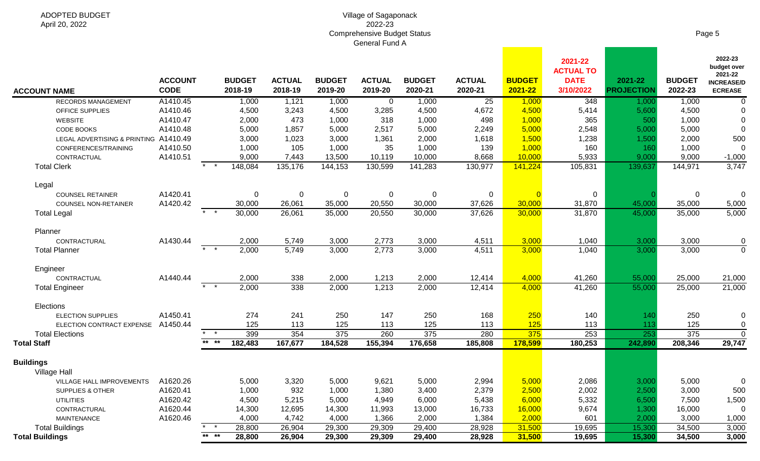ADOPTED BUDGET
April 20, 2022

Village of Sagaponack
2022-23
Comprehensive Budget Status
General Fund A

| ACCOUNT NAME | ACCOUNT CODE | | BUDGET 2018-19 | ACTUAL 2018-19 | BUDGET 2019-20 | ACTUAL 2019-20 | BUDGET 2020-21 | ACTUAL 2020-21 | BUDGET 2021-22 | 2021-22 ACTUAL TO DATE 3/10/2022 | 2021-22 PROJECTION | BUDGET 2022-23 | 2022-23 budget over 2021-22 INCREASE/DECREASE |
|---|---|---|---|---|---|---|---|---|---|---|---|---|---|
| RECORDS MANAGEMENT | A1410.45 | | 1,000 | 1,121 | 1,000 | 0 | 1,000 | 25 | 1,000 | 348 | 1,000 | 1,000 | 0 |
| OFFICE SUPPLIES | A1410.46 | | 4,500 | 3,243 | 4,500 | 3,285 | 4,500 | 4,672 | 4,500 | 5,414 | 5,600 | 4,500 | 0 |
| WEBSITE | A1410.47 | | 2,000 | 473 | 1,000 | 318 | 1,000 | 498 | 1,000 | 365 | 500 | 1,000 | 0 |
| CODE BOOKS | A1410.48 | | 5,000 | 1,857 | 5,000 | 2,517 | 5,000 | 2,249 | 5,000 | 2,548 | 5,000 | 5,000 | 0 |
| LEGAL ADVERTISING & PRINTING | A1410.49 | | 3,000 | 1,023 | 3,000 | 1,361 | 2,000 | 1,618 | 1,500 | 1,238 | 1,500 | 2,000 | 500 |
| CONFERENCES/TRAINING | A1410.50 | | 1,000 | 105 | 1,000 | 35 | 1,000 | 139 | 1,000 | 160 | 160 | 1,000 | 0 |
| CONTRACTUAL | A1410.51 | | 9,000 | 7,443 | 13,500 | 10,119 | 10,000 | 8,668 | 10,000 | 5,933 | 9,000 | 9,000 | -1,000 |
| Total Clerk | | * * | 148,084 | 135,176 | 144,153 | 130,599 | 141,283 | 130,977 | 141,224 | 105,831 | 139,637 | 144,971 | 3,747 |
| Legal | | | | | | | | | | | | | |
| COUNSEL RETAINER | A1420.41 | | 0 | 0 | 0 | 0 | 0 | 0 | 0 | 0 | 0 | 0 | 0 |
| COUNSEL NON-RETAINER | A1420.42 | | 30,000 | 26,061 | 35,000 | 20,550 | 30,000 | 37,626 | 30,000 | 31,870 | 45,000 | 35,000 | 5,000 |
| Total Legal | | * * | 30,000 | 26,061 | 35,000 | 20,550 | 30,000 | 37,626 | 30,000 | 31,870 | 45,000 | 35,000 | 5,000 |
| Planner | | | | | | | | | | | | | |
| CONTRACTURAL | A1430.44 | | 2,000 | 5,749 | 3,000 | 2,773 | 3,000 | 4,511 | 3,000 | 1,040 | 3,000 | 3,000 | 0 |
| Total Planner | | * * | 2,000 | 5,749 | 3,000 | 2,773 | 3,000 | 4,511 | 3,000 | 1,040 | 3,000 | 3,000 | 0 |
| Engineer | | | | | | | | | | | | | |
| CONTRACTUAL | A1440.44 | | 2,000 | 338 | 2,000 | 1,213 | 2,000 | 12,414 | 4,000 | 41,260 | 55,000 | 25,000 | 21,000 |
| Total Engineer | | * * | 2,000 | 338 | 2,000 | 1,213 | 2,000 | 12,414 | 4,000 | 41,260 | 55,000 | 25,000 | 21,000 |
| Elections | | | | | | | | | | | | | |
| ELECTION SUPPLIES | A1450.41 | | 274 | 241 | 250 | 147 | 250 | 168 | 250 | 140 | 140 | 250 | 0 |
| ELECTION CONTRACT EXPENSE | A1450.44 | | 125 | 113 | 125 | 113 | 125 | 113 | 125 | 113 | 113 | 125 | 0 |
| Total Elections | | * * | 399 | 354 | 375 | 260 | 375 | 280 | 375 | 253 | 253 | 375 | 0 |
| **Total Staff** | | ** ** | **182,483** | **167,677** | **184,528** | **155,394** | **176,658** | **185,808** | **178,599** | **180,253** | **242,890** | **208,346** | **29,747** |
| **Buildings** | | | | | | | | | | | | | |
| Village Hall | | | | | | | | | | | | | |
| VILLAGE HALL IMPROVEMENTS | A1620.26 | | 5,000 | 3,320 | 5,000 | 9,621 | 5,000 | 2,994 | 5,000 | 2,086 | 3,000 | 5,000 | 0 |
| SUPPLIES & OTHER | A1620.41 | | 1,000 | 932 | 1,000 | 1,380 | 3,400 | 2,379 | 2,500 | 2,002 | 2,500 | 3,000 | 500 |
| UTILITIES | A1620.42 | | 4,500 | 5,215 | 5,000 | 4,949 | 6,000 | 5,438 | 6,000 | 5,332 | 6,500 | 7,500 | 1,500 |
| CONTRACTURAL | A1620.44 | | 14,300 | 12,695 | 14,300 | 11,993 | 13,000 | 16,733 | 16,000 | 9,674 | 1,300 | 16,000 | 0 |
| MAINTENANCE | A1620.46 | | 4,000 | 4,742 | 4,000 | 1,366 | 2,000 | 1,384 | 2,000 | 601 | 2,000 | 3,000 | 1,000 |
| Total Buildings | | * * | 28,800 | 26,904 | 29,300 | 29,309 | 29,400 | 28,928 | 31,500 | 19,695 | 15,300 | 34,500 | 3,000 |
| **Total Buildings** | | ** ** | **28,800** | **26,904** | **29,300** | **29,309** | **29,400** | **28,928** | **31,500** | **19,695** | **15,300** | **34,500** | **3,000** |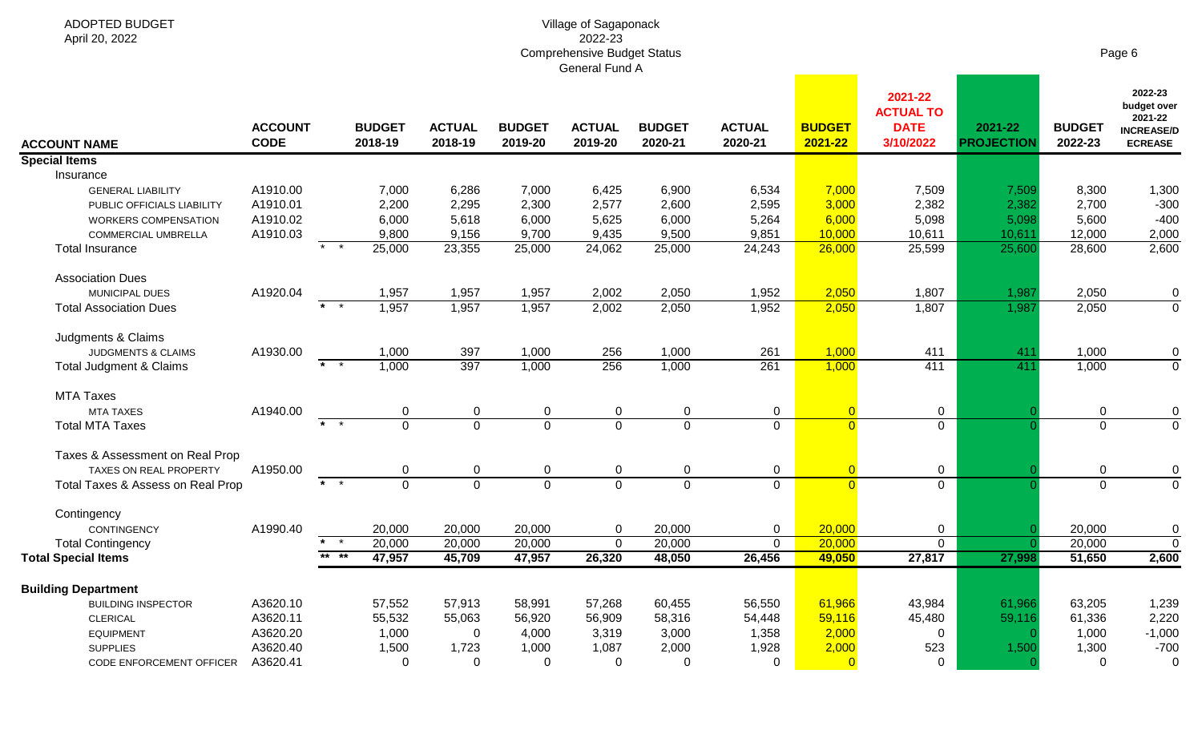ADOPTED BUDGET
April 20, 2022

Village of Sagaponack
2022-23
Comprehensive Budget Status
General Fund A

| ACCOUNT NAME | ACCOUNT CODE | | BUDGET 2018-19 | ACTUAL 2018-19 | BUDGET 2019-20 | ACTUAL 2019-20 | BUDGET 2020-21 | ACTUAL 2020-21 | BUDGET 2021-22 | 2021-22 ACTUAL TO DATE 3/10/2022 | 2021-22 PROJECTION | BUDGET 2022-23 | 2022-23 budget over 2021-22 INCREASE/D ECREASE |
|---|---|---|---|---|---|---|---|---|---|---|---|---|---|
| **Special Items** | | | | | | | | | | | | | |
| Insurance | | | | | | | | | | | | | |
| GENERAL LIABILITY | A1910.00 | | 7,000 | 6,286 | 7,000 | 6,425 | 6,900 | 6,534 | 7,000 | 7,509 | 7,509 | 8,300 | 1,300 |
| PUBLIC OFFICIALS LIABILITY | A1910.01 | | 2,200 | 2,295 | 2,300 | 2,577 | 2,600 | 2,595 | 3,000 | 2,382 | 2,382 | 2,700 | -300 |
| WORKERS COMPENSATION | A1910.02 | | 6,000 | 5,618 | 6,000 | 5,625 | 6,000 | 5,264 | 6,000 | 5,098 | 5,098 | 5,600 | -400 |
| COMMERCIAL UMBRELLA | A1910.03 | | 9,800 | 9,156 | 9,700 | 9,435 | 9,500 | 9,851 | 10,000 | 10,611 | 10,611 | 12,000 | 2,000 |
| Total Insurance | | * * | 25,000 | 23,355 | 25,000 | 24,062 | 25,000 | 24,243 | 26,000 | 25,599 | 25,600 | 28,600 | 2,600 |
| Association Dues | | | | | | | | | | | | | |
| MUNICIPAL DUES | A1920.04 | | 1,957 | 1,957 | 1,957 | 2,002 | 2,050 | 1,952 | 2,050 | 1,807 | 1,987 | 2,050 | 0 |
| Total Association Dues | | * * | 1,957 | 1,957 | 1,957 | 2,002 | 2,050 | 1,952 | 2,050 | 1,807 | 1,987 | 2,050 | 0 |
| Judgments & Claims | | | | | | | | | | | | | |
| JUDGMENTS & CLAIMS | A1930.00 | | 1,000 | 397 | 1,000 | 256 | 1,000 | 261 | 1,000 | 411 | 411 | 1,000 | 0 |
| Total Judgment & Claims | | * * | 1,000 | 397 | 1,000 | 256 | 1,000 | 261 | 1,000 | 411 | 411 | 1,000 | 0 |
| MTA Taxes | | | | | | | | | | | | | |
| MTA TAXES | A1940.00 | | 0 | 0 | 0 | 0 | 0 | 0 | 0 | 0 | 0 | 0 | 0 |
| Total MTA Taxes | | * * | 0 | 0 | 0 | 0 | 0 | 0 | 0 | 0 | 0 | 0 | 0 |
| Taxes & Assessment on Real Prop | | | | | | | | | | | | | |
| TAXES ON REAL PROPERTY | A1950.00 | | 0 | 0 | 0 | 0 | 0 | 0 | 0 | 0 | 0 | 0 | 0 |
| Total Taxes & Assess on Real Prop | | * * | 0 | 0 | 0 | 0 | 0 | 0 | 0 | 0 | 0 | 0 | 0 |
| Contingency | | | | | | | | | | | | | |
| CONTINGENCY | A1990.40 | | 20,000 | 20,000 | 20,000 | 0 | 20,000 | 0 | 20,000 | 0 | 0 | 20,000 | 0 |
| Total Contingency | | * * | 20,000 | 20,000 | 20,000 | 0 | 20,000 | 0 | 20,000 | 0 | 0 | 20,000 | 0 |
| **Total Special Items** | | ** ** | **47,957** | **45,709** | **47,957** | **26,320** | **48,050** | **26,456** | **49,050** | **27,817** | **27,998** | **51,650** | **2,600** |
| **Building Department** | | | | | | | | | | | | | |
| BUILDING INSPECTOR | A3620.10 | | 57,552 | 57,913 | 58,991 | 57,268 | 60,455 | 56,550 | 61,966 | 43,984 | 61,966 | 63,205 | 1,239 |
| CLERICAL | A3620.11 | | 55,532 | 55,063 | 56,920 | 56,909 | 58,316 | 54,448 | 59,116 | 45,480 | 59,116 | 61,336 | 2,220 |
| EQUIPMENT | A3620.20 | | 1,000 | 0 | 4,000 | 3,319 | 3,000 | 1,358 | 2,000 | 0 | 0 | 1,000 | -1,000 |
| SUPPLIES | A3620.40 | | 1,500 | 1,723 | 1,000 | 1,087 | 2,000 | 1,928 | 2,000 | 523 | 1,500 | 1,300 | -700 |
| CODE ENFORCEMENT OFFICER | A3620.41 | | 0 | 0 | 0 | 0 | 0 | 0 | 0 | 0 | 0 | 0 | 0 |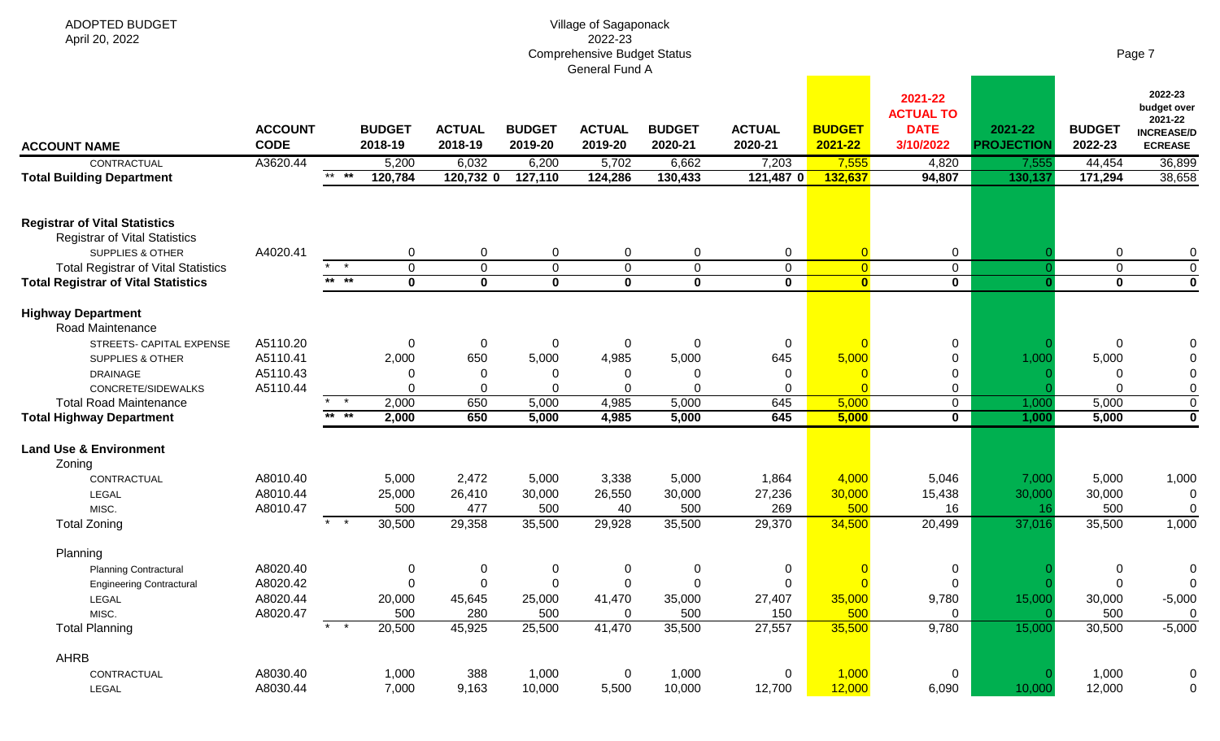ADOPTED BUDGET
April 20, 2022

Village of Sagaponack
2022-23
Comprehensive Budget Status
General Fund A

| ACCOUNT NAME | ACCOUNT CODE | | BUDGET 2018-19 | ACTUAL 2018-19 | BUDGET 2019-20 | ACTUAL 2019-20 | BUDGET 2020-21 | ACTUAL 2020-21 | BUDGET 2021-22 | 2021-22 ACTUAL TO DATE 3/10/2022 | 2021-22 PROJECTION | BUDGET 2022-23 | 2022-23 budget over 2021-22 INCREASE/DECREASE |
|---|---|---|---|---|---|---|---|---|---|---|---|---|---|
| CONTRACTUAL | A3620.44 | | 5,200 | 6,032 | 6,200 | 5,702 | 6,662 | 7,203 | 7,555 | 4,820 | 7,555 | 44,454 | 36,899 |
| **Total Building Department** | | ** ** | **120,784** | **120,732 0** | **127,110** | **124,286** | **130,433** | **121,487 0** | **132,637** | **94,807** | **130,137** | **171,294** | **38,658** |
| | | | | | | | | | | | | | |
| **Registrar of Vital Statistics** | | | | | | | | | | | | | |
| Registrar of Vital Statistics | | | | | | | | | | | | | |
| SUPPLIES & OTHER | A4020.41 | | 0 | 0 | 0 | 0 | 0 | 0 | 0 | 0 | 0 | 0 | 0 |
| Total Registrar of Vital Statistics | | * * | 0 | 0 | 0 | 0 | 0 | 0 | 0 | 0 | 0 | 0 | 0 |
| **Total Registrar of Vital Statistics** | | ** ** | **0** | **0** | **0** | **0** | **0** | **0** | **0** | **0** | **0** | **0** | **0** |
| | | | | | | | | | | | | | |
| **Highway Department** | | | | | | | | | | | | | |
| Road Maintenance | | | | | | | | | | | | | |
| STREETS- CAPITAL EXPENSE | A5110.20 | | 0 | 0 | 0 | 0 | 0 | 0 | 0 | 0 | 0 | 0 | 0 |
| SUPPLIES & OTHER | A5110.41 | | 2,000 | 650 | 5,000 | 4,985 | 5,000 | 645 | 5,000 | 0 | 1,000 | 5,000 | 0 |
| DRAINAGE | A5110.43 | | 0 | 0 | 0 | 0 | 0 | 0 | 0 | 0 | 0 | 0 | 0 |
| CONCRETE/SIDEWALKS | A5110.44 | | 0 | 0 | 0 | 0 | 0 | 0 | 0 | 0 | 0 | 0 | 0 |
| Total Road Maintenance | | * * | 2,000 | 650 | 5,000 | 4,985 | 5,000 | 645 | 5,000 | 0 | 1,000 | 5,000 | 0 |
| **Total Highway Department** | | ** ** | **2,000** | **650** | **5,000** | **4,985** | **5,000** | **645** | **5,000** | **0** | **1,000** | **5,000** | **0** |
| | | | | | | | | | | | | | |
| **Land Use & Environment** | | | | | | | | | | | | | |
| Zoning | | | | | | | | | | | | | |
| CONTRACTUAL | A8010.40 | | 5,000 | 2,472 | 5,000 | 3,338 | 5,000 | 1,864 | 4,000 | 5,046 | 7,000 | 5,000 | 1,000 |
| LEGAL | A8010.44 | | 25,000 | 26,410 | 30,000 | 26,550 | 30,000 | 27,236 | 30,000 | 15,438 | 30,000 | 30,000 | 0 |
| MISC. | A8010.47 | | 500 | 477 | 500 | 40 | 500 | 269 | 500 | 16 | 16 | 500 | 0 |
| Total Zoning | | * * | 30,500 | 29,358 | 35,500 | 29,928 | 35,500 | 29,370 | 34,500 | 20,499 | 37,016 | 35,500 | 1,000 |
| | | | | | | | | | | | | | |
| Planning | | | | | | | | | | | | | |
| Planning Contractural | A8020.40 | | 0 | 0 | 0 | 0 | 0 | 0 | 0 | 0 | 0 | 0 | 0 |
| Engineering Contractural | A8020.42 | | 0 | 0 | 0 | 0 | 0 | 0 | 0 | 0 | 0 | 0 | 0 |
| LEGAL | A8020.44 | | 20,000 | 45,645 | 25,000 | 41,470 | 35,000 | 27,407 | 35,000 | 9,780 | 15,000 | 30,000 | -5,000 |
| MISC. | A8020.47 | | 500 | 280 | 500 | 0 | 500 | 150 | 500 | 0 | 0 | 500 | 0 |
| Total Planning | | * * | 20,500 | 45,925 | 25,500 | 41,470 | 35,500 | 27,557 | 35,500 | 9,780 | 15,000 | 30,500 | -5,000 |
| | | | | | | | | | | | | | |
| AHRB | | | | | | | | | | | | | |
| CONTRACTUAL | A8030.40 | | 1,000 | 388 | 1,000 | 0 | 1,000 | 0 | 1,000 | 0 | 0 | 1,000 | 0 |
| LEGAL | A8030.44 | | 7,000 | 9,163 | 10,000 | 5,500 | 10,000 | 12,700 | 12,000 | 6,090 | 10,000 | 12,000 | 0 |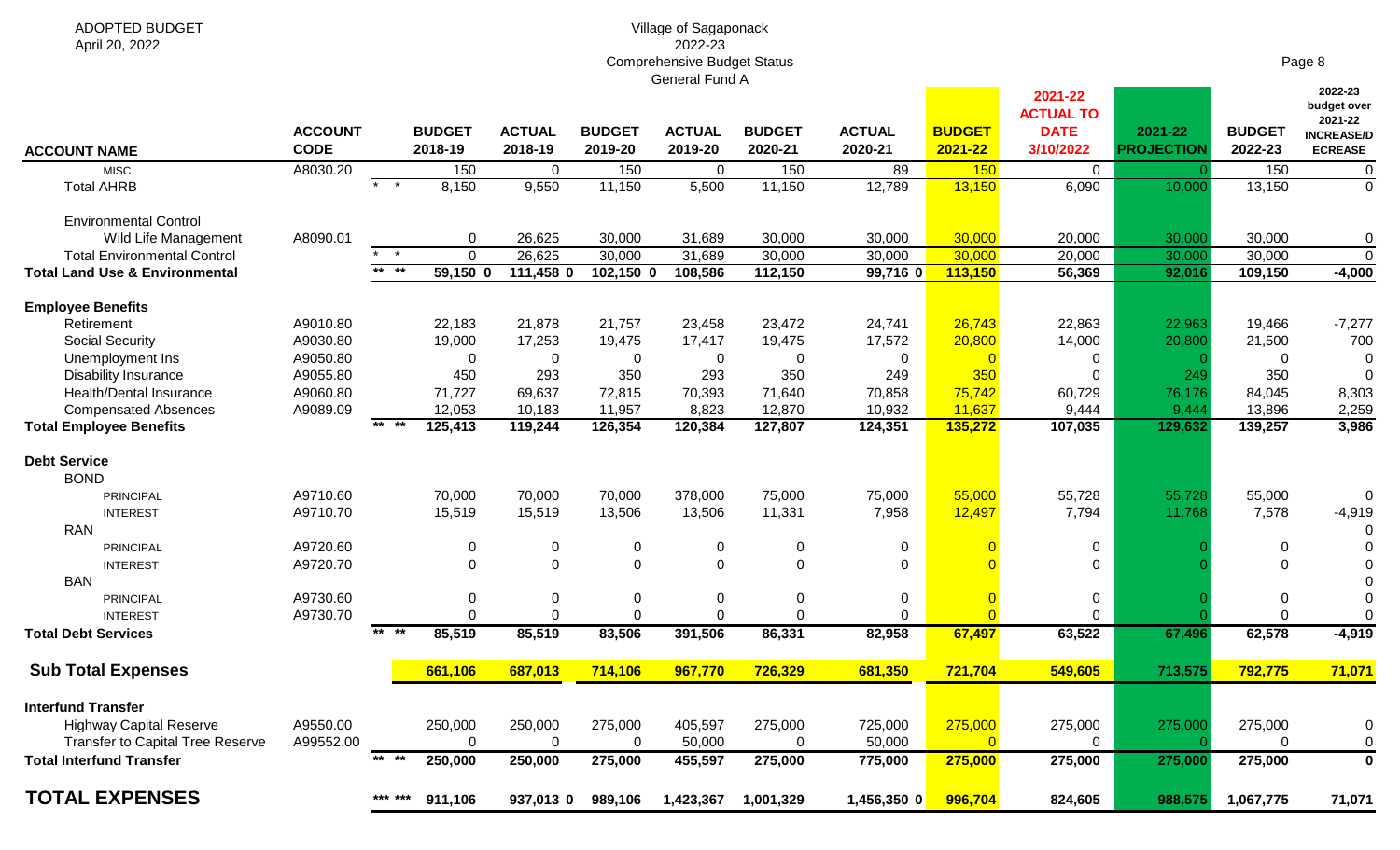ADOPTED BUDGET
April 20, 2022

Village of Sagaponack
2022-23
Comprehensive Budget Status
General Fund A

| ACCOUNT NAME | ACCOUNT CODE | | BUDGET 2018-19 | ACTUAL 2018-19 | BUDGET 2019-20 | ACTUAL 2019-20 | BUDGET 2020-21 | ACTUAL 2020-21 | BUDGET 2021-22 | 2021-22 ACTUAL TO DATE 3/10/2022 | 2021-22 PROJECTION | BUDGET 2022-23 | 2022-23 budget over 2021-22 INCREASE/DECREASE |
|---|---|---|---|---|---|---|---|---|---|---|---|---|---|
| MISC. | A8030.20 | | 150 | 0 | 150 | 0 | 150 | 89 | 150 | 0 | 0 | 150 | 0 |
| Total AHRB | | * * | 8,150 | 9,550 | 11,150 | 5,500 | 11,150 | 12,789 | 13,150 | 6,090 | 10,000 | 13,150 | 0 |
| Environmental Control | | | | | | | | | | | | | |
| Wild Life Management | A8090.01 | | 0 | 26,625 | 30,000 | 31,689 | 30,000 | 30,000 | 30,000 | 20,000 | 30,000 | 30,000 | 0 |
| Total Environmental Control | | * * | 0 | 26,625 | 30,000 | 31,689 | 30,000 | 30,000 | 30,000 | 20,000 | 30,000 | 30,000 | 0 |
| **Total Land Use & Environmental** | | ** ** | 59,150 0 | 111,458 0 | 102,150 0 | 108,586 | 112,150 | 99,716 0 | 113,150 | 56,369 | 92,016 | 109,150 | -4,000 |
| **Employee Benefits** | | | | | | | | | | | | | |
| Retirement | A9010.80 | | 22,183 | 21,878 | 21,757 | 23,458 | 23,472 | 24,741 | 26,743 | 22,863 | 22,963 | 19,466 | -7,277 |
| Social Security | A9030.80 | | 19,000 | 17,253 | 19,475 | 17,417 | 19,475 | 17,572 | 20,800 | 14,000 | 20,800 | 21,500 | 700 |
| Unemployment Ins | A9050.80 | | 0 | 0 | 0 | 0 | 0 | 0 | 0 | 0 | 0 | 0 | 0 |
| Disability Insurance | A9055.80 | | 450 | 293 | 350 | 293 | 350 | 249 | 350 | 0 | 249 | 350 | 0 |
| Health/Dental Insurance | A9060.80 | | 71,727 | 69,637 | 72,815 | 70,393 | 71,640 | 70,858 | 75,742 | 60,729 | 76,176 | 84,045 | 8,303 |
| Compensated Absences | A9089.09 | | 12,053 | 10,183 | 11,957 | 8,823 | 12,870 | 10,932 | 11,637 | 9,444 | 9,444 | 13,896 | 2,259 |
| **Total Employee Benefits** | | ** ** | 125,413 | 119,244 | 126,354 | 120,384 | 127,807 | 124,351 | 135,272 | 107,035 | 129,632 | 139,257 | 3,986 |
| **Debt Service** | | | | | | | | | | | | | |
| BOND | | | | | | | | | | | | | |
| PRINCIPAL | A9710.60 | | 70,000 | 70,000 | 70,000 | 378,000 | 75,000 | 75,000 | 55,000 | 55,728 | 55,728 | 55,000 | 0 |
| INTEREST | A9710.70 | | 15,519 | 15,519 | 13,506 | 13,506 | 11,331 | 7,958 | 12,497 | 7,794 | 11,768 | 7,578 | -4,919 |
| RAN | | | | | | | | | | | | | 0 |
| PRINCIPAL | A9720.60 | | 0 | 0 | 0 | 0 | 0 | 0 | 0 | 0 | 0 | 0 | 0 |
| INTEREST | A9720.70 | | 0 | 0 | 0 | 0 | 0 | 0 | 0 | 0 | 0 | 0 | 0 |
| BAN | | | | | | | | | | | | | 0 |
| PRINCIPAL | A9730.60 | | 0 | 0 | 0 | 0 | 0 | 0 | 0 | 0 | 0 | 0 | 0 |
| INTEREST | A9730.70 | | 0 | 0 | 0 | 0 | 0 | 0 | 0 | 0 | 0 | 0 | 0 |
| **Total Debt Services** | | ** ** | 85,519 | 85,519 | 83,506 | 391,506 | 86,331 | 82,958 | 67,497 | 63,522 | 67,496 | 62,578 | -4,919 |
| **Sub Total Expenses** | | | 661,106 | 687,013 | 714,106 | 967,770 | 726,329 | 681,350 | 721,704 | 549,605 | 713,575 | 792,775 | 71,071 |
| **Interfund Transfer** | | | | | | | | | | | | | |
| Highway Capital Reserve | A9550.00 | | 250,000 | 250,000 | 275,000 | 405,597 | 275,000 | 725,000 | 275,000 | 275,000 | 275,000 | 275,000 | 0 |
| Transfer to Capital Tree Reserve | A99552.00 | | 0 | 0 | 0 | 50,000 | 0 | 50,000 | 0 | 0 | 0 | 0 | 0 |
| **Total Interfund Transfer** | | ** ** | 250,000 | 250,000 | 275,000 | 455,597 | 275,000 | 775,000 | 275,000 | 275,000 | 275,000 | 275,000 | 0 |
| **TOTAL EXPENSES** | | *** *** | 911,106 | 937,013 0 | 989,106 | 1,423,367 | 1,001,329 | 1,456,350 0 | 996,704 | 824,605 | 988,575 | 1,067,775 | 71,071 |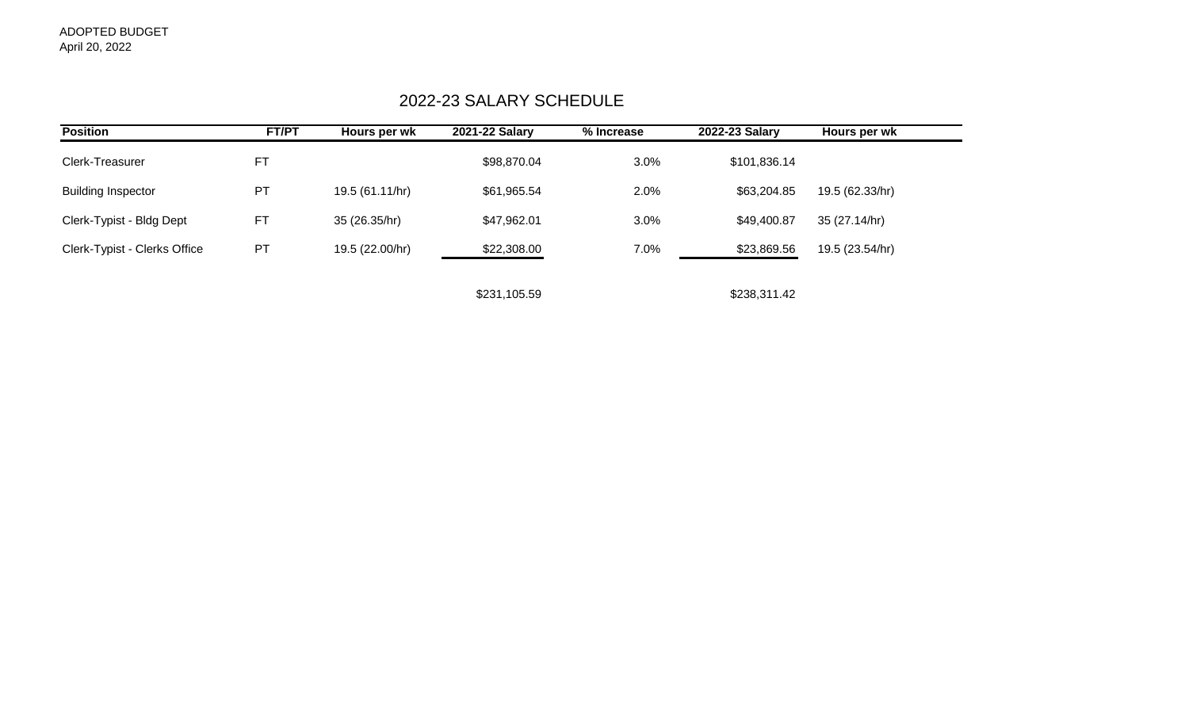ADOPTED BUDGET
April 20, 2022

# 2022-23 SALARY SCHEDULE

| Position | FT/PT | Hours per wk | 2021-22 Salary | % Increase | 2022-23 Salary | Hours per wk |
|---|---|---|---|---|---|---|
| Clerk-Treasurer | FT | | $98,870.04 | 3.0% | $101,836.14 | |
| Building Inspector | PT | 19.5 (61.11/hr) | $61,965.54 | 2.0% | $63,204.85 | 19.5 (62.33/hr) |
| Clerk-Typist - Bldg Dept | FT | 35 (26.35/hr) | $47,962.01 | 3.0% | $49,400.87 | 35 (27.14/hr) |
| Clerk-Typist - Clerks Office | PT | 19.5 (22.00/hr) | $22,308.00 | 7.0% | $23,869.56 | 19.5 (23.54/hr) |
| | | | $231,105.59 | | $238,311.42 | |